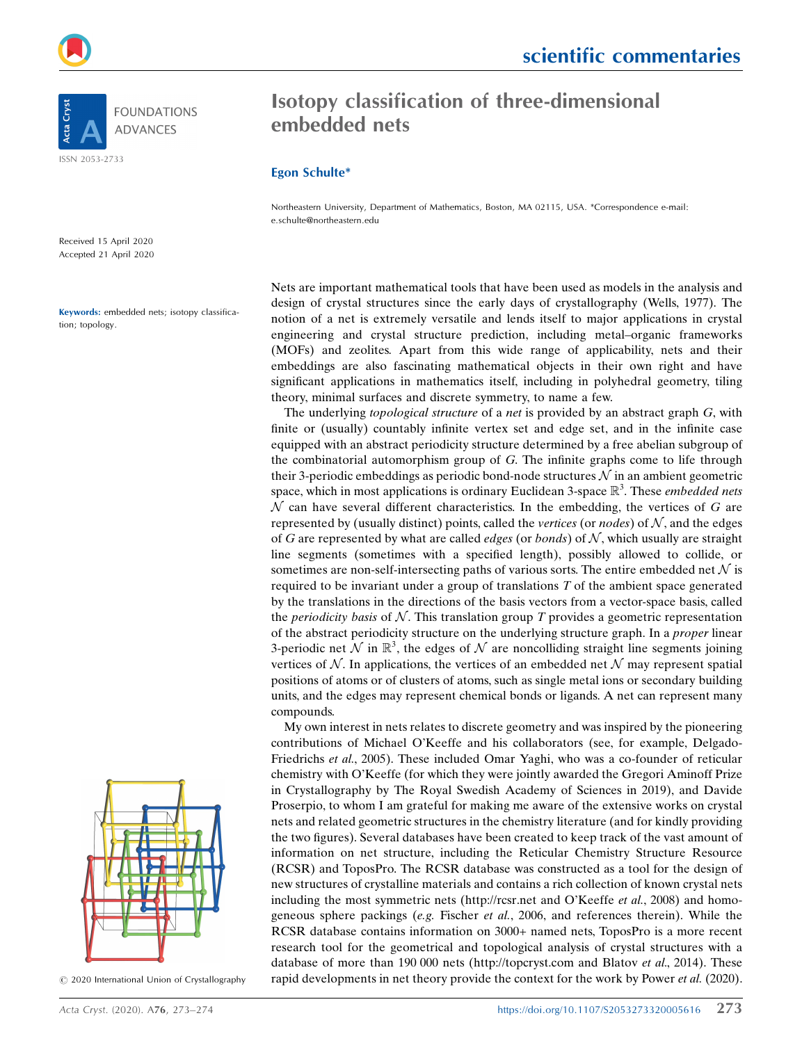# Isotopy classification of three-dimensional embedded nets

**Egon Schulte***

Northeastern University, Department of Mathematics, Boston, MA 02115, USA. *Correspondence e-mail: e.schulte@northeastern.edu

Received 15 April 2020
Accepted 21 April 2020

**Keywords:** embedded nets; isotopy classification; topology.

© 2020 International Union of Crystallography

Nets are important mathematical tools that have been used as models in the analysis and design of crystal structures since the early days of crystallography (Wells, 1977). The notion of a net is extremely versatile and lends itself to major applications in crystal engineering and crystal structure prediction, including metal–organic frameworks (MOFs) and zeolites. Apart from this wide range of applicability, nets and their embeddings are also fascinating mathematical objects in their own right and have significant applications in mathematics itself, including in polyhedral geometry, tiling theory, minimal surfaces and discrete symmetry, to name a few.

The underlying *topological structure* of a *net* is provided by an abstract graph $G$, with finite or (usually) countably infinite vertex set and edge set, and in the infinite case equipped with an abstract periodicity structure determined by a free abelian subgroup of the combinatorial automorphism group of $G$. The infinite graphs come to life through their 3-periodic embeddings as periodic bond-node structures $\mathcal{N}$ in an ambient geometric space, which in most applications is ordinary Euclidean 3-space $\mathbb{R}^3$. These *embedded nets* $\mathcal{N}$ can have several different characteristics. In the embedding, the vertices of $G$ are represented by (usually distinct) points, called the *vertices* (or *nodes*) of $\mathcal{N}$, and the edges of $G$ are represented by what are called *edges* (or *bonds*) of $\mathcal{N}$, which usually are straight line segments (sometimes with a specified length), possibly allowed to collide, or sometimes are non-self-intersecting paths of various sorts. The entire embedded net $\mathcal{N}$ is required to be invariant under a group of translations $T$ of the ambient space generated by the translations in the directions of the basis vectors from a vector-space basis, called the *periodicity basis* of $\mathcal{N}$. This translation group $T$ provides a geometric representation of the abstract periodicity structure on the underlying structure graph. In a *proper* linear 3-periodic net $\mathcal{N}$ in $\mathbb{R}^3$, the edges of $\mathcal{N}$ are noncolliding straight line segments joining vertices of $\mathcal{N}$. In applications, the vertices of an embedded net $\mathcal{N}$ may represent spatial positions of atoms or of clusters of atoms, such as single metal ions or secondary building units, and the edges may represent chemical bonds or ligands. A net can represent many compounds.

My own interest in nets relates to discrete geometry and was inspired by the pioneering contributions of Michael O'Keeffe and his collaborators (see, for example, Delgado-Friedrichs *et al.*, 2005). These included Omar Yaghi, who was a co-founder of reticular chemistry with O'Keeffe (for which they were jointly awarded the Gregori Aminoff Prize in Crystallography by The Royal Swedish Academy of Sciences in 2019), and Davide Proserpio, to whom I am grateful for making me aware of the extensive works on crystal nets and related geometric structures in the chemistry literature (and for kindly providing the two figures). Several databases have been created to keep track of the vast amount of information on net structure, including the Reticular Chemistry Structure Resource (RCSR) and ToposPro. The RCSR database was constructed as a tool for the design of new structures of crystalline materials and contains a rich collection of known crystal nets including the most symmetric nets (http://rcsr.net and O'Keeffe *et al.*, 2008) and homogeneous sphere packings (*e.g.* Fischer *et al.*, 2006, and references therein). While the RCSR database contains information on 3000+ named nets, ToposPro is a more recent research tool for the geometrical and topological analysis of crystal structures with a database of more than 190 000 nets (http://topcryst.com and Blatov *et al.*, 2014). These rapid developments in net theory provide the context for the work by Power *et al.* (2020).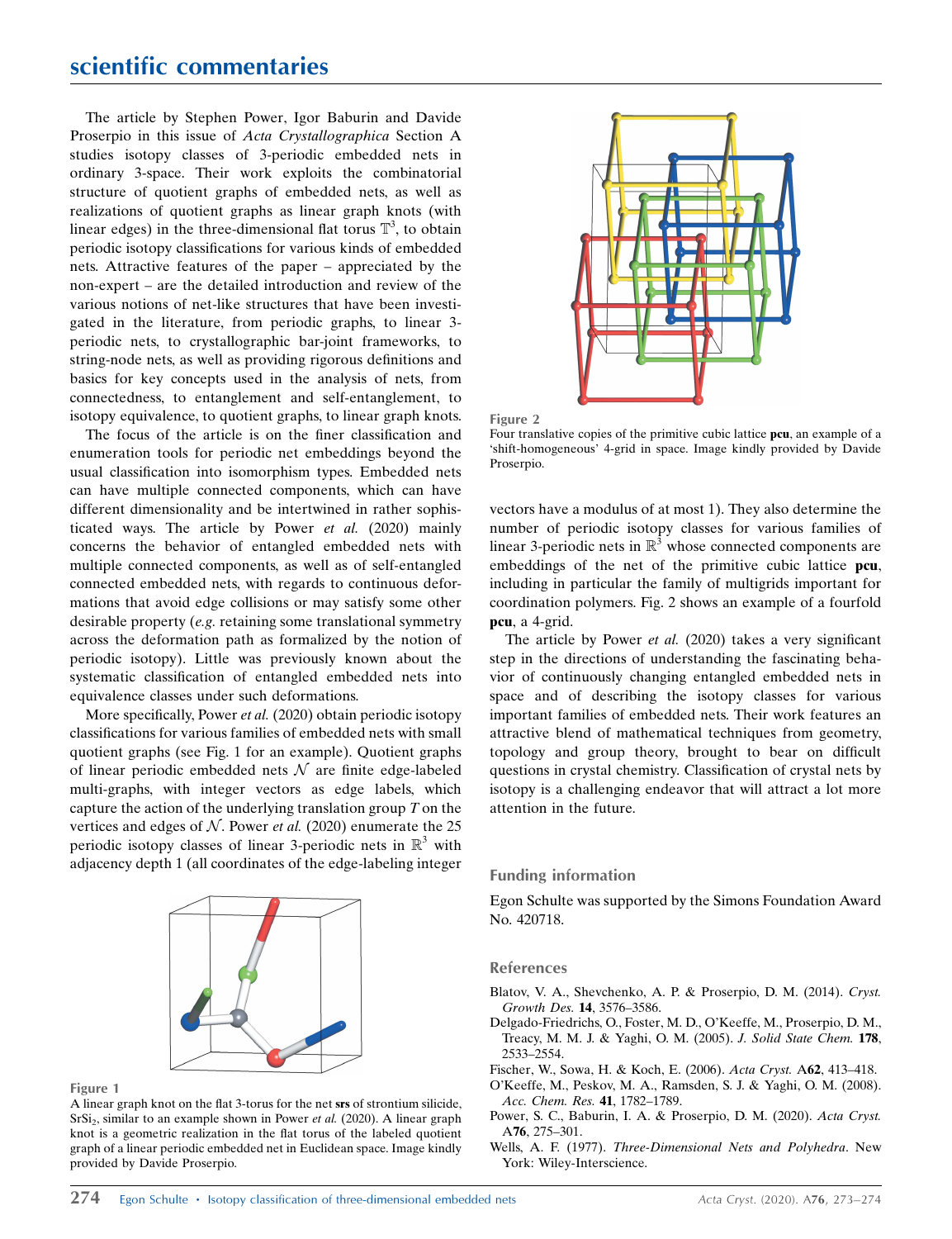The article by Stephen Power, Igor Baburin and Davide Proserpio in this issue of *Acta Crystallographica* Section A studies isotopy classes of 3-periodic embedded nets in ordinary 3-space. Their work exploits the combinatorial structure of quotient graphs of embedded nets, as well as realizations of quotient graphs as linear graph knots (with linear edges) in the three-dimensional flat torus $\mathbb{T}^3$, to obtain periodic isotopy classifications for various kinds of embedded nets. Attractive features of the paper – appreciated by the non-expert – are the detailed introduction and review of the various notions of net-like structures that have been investigated in the literature, from periodic graphs, to linear 3-periodic nets, to crystallographic bar-joint frameworks, to string-node nets, as well as providing rigorous definitions and basics for key concepts used in the analysis of nets, from connectedness, to entanglement and self-entanglement, to isotopy equivalence, to quotient graphs, to linear graph knots.

The focus of the article is on the finer classification and enumeration tools for periodic net embeddings beyond the usual classification into isomorphism types. Embedded nets can have multiple connected components, which can have different dimensionality and be intertwined in rather sophisticated ways. The article by Power *et al.* (2020) mainly concerns the behavior of entangled embedded nets with multiple connected components, as well as of self-entangled connected embedded nets, with regards to continuous deformations that avoid edge collisions or may satisfy some other desirable property (*e.g.* retaining some translational symmetry across the deformation path as formalized by the notion of periodic isotopy). Little was previously known about the systematic classification of entangled embedded nets into equivalence classes under such deformations.

More specifically, Power *et al.* (2020) obtain periodic isotopy classifications for various families of embedded nets with small quotient graphs (see Fig. 1 for an example). Quotient graphs of linear periodic embedded nets $\mathcal{N}$ are finite edge-labeled multi-graphs, with integer vectors as edge labels, which capture the action of the underlying translation group $T$ on the vertices and edges of $\mathcal{N}$. Power *et al.* (2020) enumerate the 25 periodic isotopy classes of linear 3-periodic nets in $\mathbb{R}^3$ with adjacency depth 1 (all coordinates of the edge-labeling integer vectors have a modulus of at most 1). They also determine the number of periodic isotopy classes for various families of linear 3-periodic nets in $\mathbb{R}^3$ whose connected components are embeddings of the net of the primitive cubic lattice **pcu**, including in particular the family of multigrids important for coordination polymers. Fig. 2 shows an example of a fourfold **pcu**, a 4-grid.

Figure 1
A linear graph knot on the flat 3-torus for the net **srs** of strontium silicide, $SrSi_2$, similar to an example shown in Power *et al.* (2020). A linear graph knot is a geometric realization in the flat torus of the labeled quotient graph of a linear periodic embedded net in Euclidean space. Image kindly provided by Davide Proserpio.

Figure 2
Four translative copies of the primitive cubic lattice **pcu**, an example of a 'shift-homogeneous' 4-grid in space. Image kindly provided by Davide Proserpio.

The article by Power *et al.* (2020) takes a very significant step in the directions of understanding the fascinating behavior of continuously changing entangled embedded nets in space and of describing the isotopy classes for various important families of embedded nets. Their work features an attractive blend of mathematical techniques from geometry, topology and group theory, brought to bear on difficult questions in crystal chemistry. Classification of crystal nets by isotopy is a challenging endeavor that will attract a lot more attention in the future.

## Funding information

Egon Schulte was supported by the Simons Foundation Award No. 420718.

## References

Blatov, V. A., Shevchenko, A. P. & Proserpio, D. M. (2014). *Cryst. Growth Des.* **14**, 3576–3586.

Delgado-Friedrichs, O., Foster, M. D., O'Keeffe, M., Proserpio, D. M., Treacy, M. M. J. & Yaghi, O. M. (2005). *J. Solid State Chem.* **178**, 2533–2554.

Fischer, W., Sowa, H. & Koch, E. (2006). *Acta Cryst.* A**62**, 413–418.

O'Keeffe, M., Peskov, M. A., Ramsden, S. J. & Yaghi, O. M. (2008). *Acc. Chem. Res.* **41**, 1782–1789.

Power, S. C., Baburin, I. A. & Proserpio, D. M. (2020). *Acta Cryst.* A**76**, 275–301.

Wells, A. F. (1977). *Three-Dimensional Nets and Polyhedra*. New York: Wiley-Interscience.